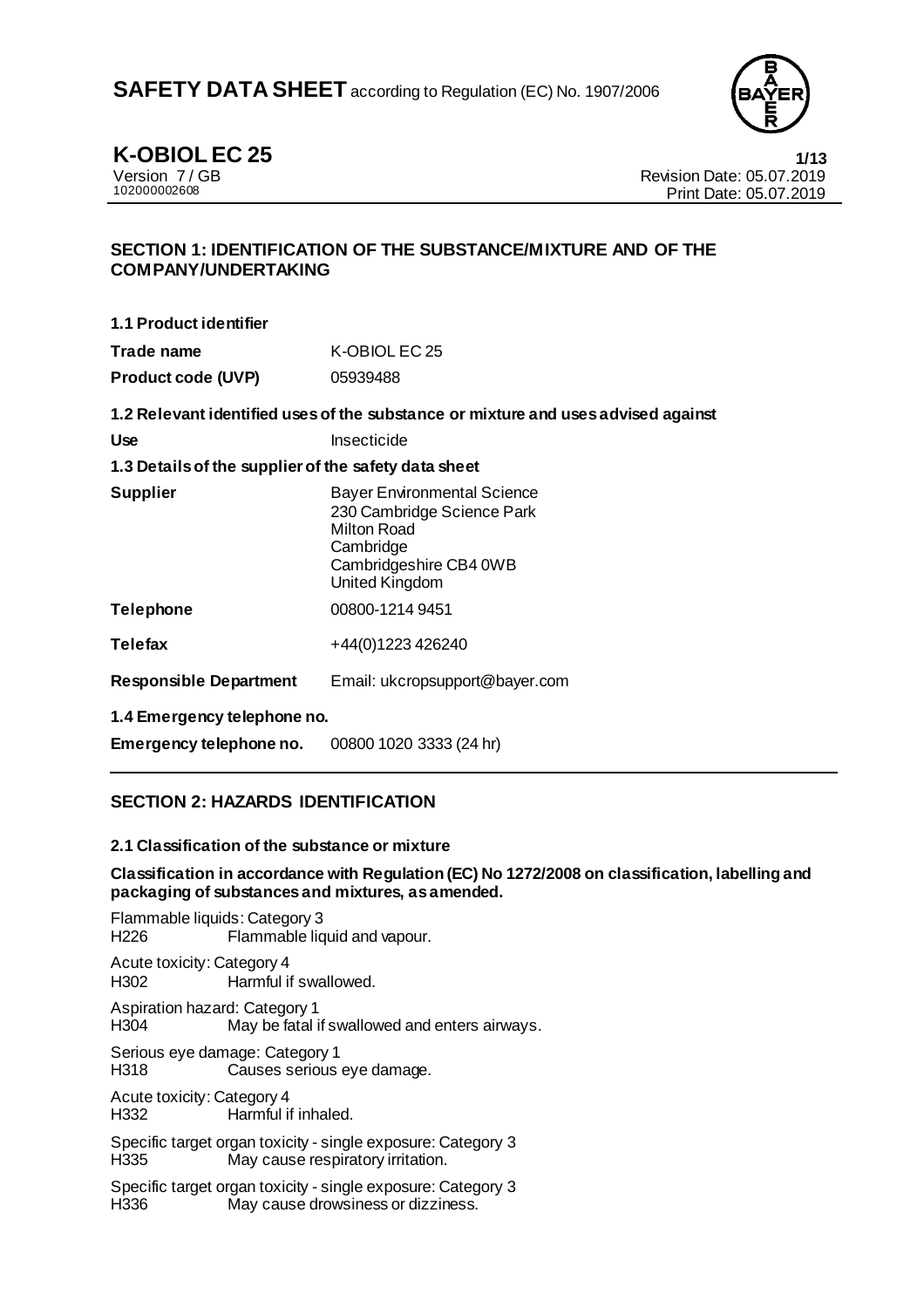# SAFETY DATA SHEET according to Regulation (EC) No. 1907/2006

**K-OBIOL EC 25**

Version 7 / GB
102000002608

Revision Date: 05.07.2019
Print Date: 05.07.2019

## SECTION 1: IDENTIFICATION OF THE SUBSTANCE/MIXTURE AND OF THE COMPANY/UNDERTAKING

### 1.1 Product identifier

| | |
|---|---|
| **Trade name** | K-OBIOL EC 25 |
| **Product code (UVP)** | 05939488 |

### 1.2 Relevant identified uses of the substance or mixture and uses advised against

| | |
|---|---|
| **Use** | Insecticide |

### 1.3 Details of the supplier of the safety data sheet

| | |
|---|---|
| **Supplier** | Bayer Environmental Science<br>230 Cambridge Science Park<br>Milton Road<br>Cambridge<br>Cambridgeshire CB4 0WB<br>United Kingdom |
| **Telephone** | 00800-1214 9451 |
| **Telefax** | +44(0)1223 426240 |
| **Responsible Department** | Email: ukcropsupport@bayer.com |

### 1.4 Emergency telephone no.

| | |
|---|---|
| **Emergency telephone no.** | 00800 1020 3333 (24 hr) |

## SECTION 2: HAZARDS IDENTIFICATION

### 2.1 Classification of the substance or mixture

**Classification in accordance with Regulation (EC) No 1272/2008 on classification, labelling and packaging of substances and mixtures, as amended.**

Flammable liquids: Category 3
H226 Flammable liquid and vapour.

Acute toxicity: Category 4
H302 Harmful if swallowed.

Aspiration hazard: Category 1
H304 May be fatal if swallowed and enters airways.

Serious eye damage: Category 1
H318 Causes serious eye damage.

Acute toxicity: Category 4
H332 Harmful if inhaled.

Specific target organ toxicity - single exposure: Category 3
H335 May cause respiratory irritation.

Specific target organ toxicity - single exposure: Category 3
H336 May cause drowsiness or dizziness.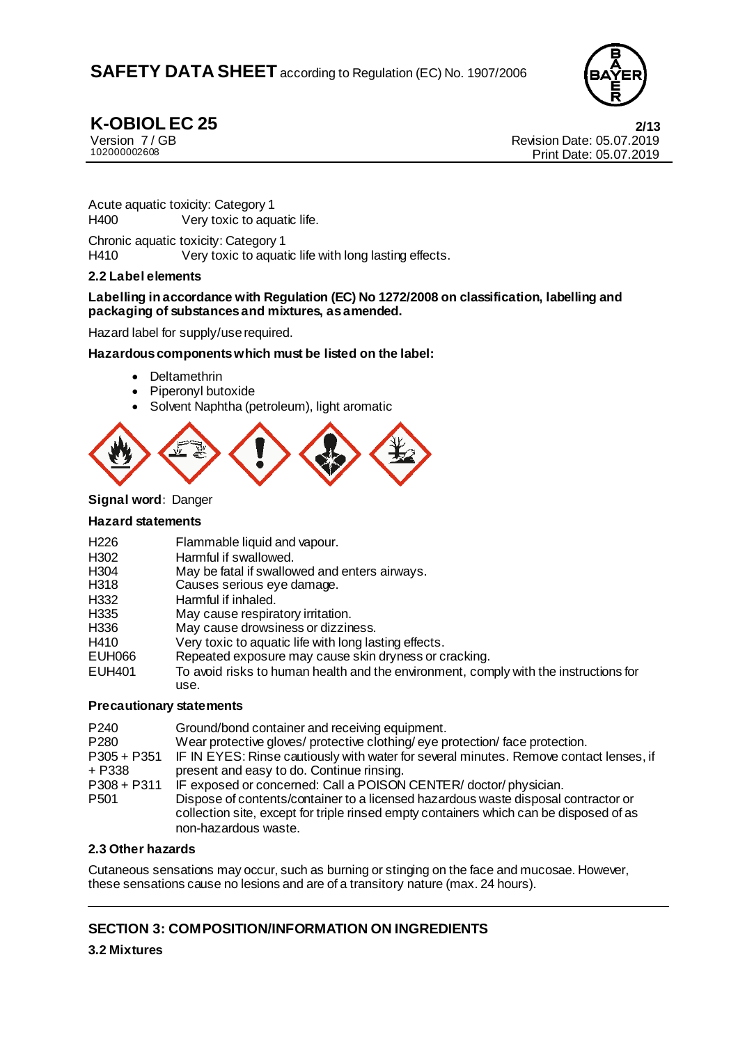Acute aquatic toxicity: Category 1
H400 Very toxic to aquatic life.

Chronic aquatic toxicity: Category 1
H410 Very toxic to aquatic life with long lasting effects.

### 2.2 Label elements

**Labelling in accordance with Regulation (EC) No 1272/2008 on classification, labelling and packaging of substances and mixtures, as amended.**

Hazard label for supply/use required.

**Hazardous components which must be listed on the label:**

- Deltamethrin
- Piperonyl butoxide
- Solvent Naphtha (petroleum), light aromatic

**Signal word**: Danger

**Hazard statements**

| | |
|---|---|
| H226 | Flammable liquid and vapour. |
| H302 | Harmful if swallowed. |
| H304 | May be fatal if swallowed and enters airways. |
| H318 | Causes serious eye damage. |
| H332 | Harmful if inhaled. |
| H335 | May cause respiratory irritation. |
| H336 | May cause drowsiness or dizziness. |
| H410 | Very toxic to aquatic life with long lasting effects. |
| EUH066 | Repeated exposure may cause skin dryness or cracking. |
| EUH401 | To avoid risks to human health and the environment, comply with the instructions for use. |

**Precautionary statements**

| | |
|---|---|
| P240 | Ground/bond container and receiving equipment. |
| P280 | Wear protective gloves/ protective clothing/ eye protection/ face protection. |
| P305 + P351 + P338 | IF IN EYES: Rinse cautiously with water for several minutes. Remove contact lenses, if present and easy to do. Continue rinsing. |
| P308 + P311 | IF exposed or concerned: Call a POISON CENTER/ doctor/ physician. |
| P501 | Dispose of contents/container to a licensed hazardous waste disposal contractor or collection site, except for triple rinsed empty containers which can be disposed of as non-hazardous waste. |

### 2.3 Other hazards

Cutaneous sensations may occur, such as burning or stinging on the face and mucosae. However, these sensations cause no lesions and are of a transitory nature (max. 24 hours).

## SECTION 3: COMPOSITION/INFORMATION ON INGREDIENTS

### 3.2 Mixtures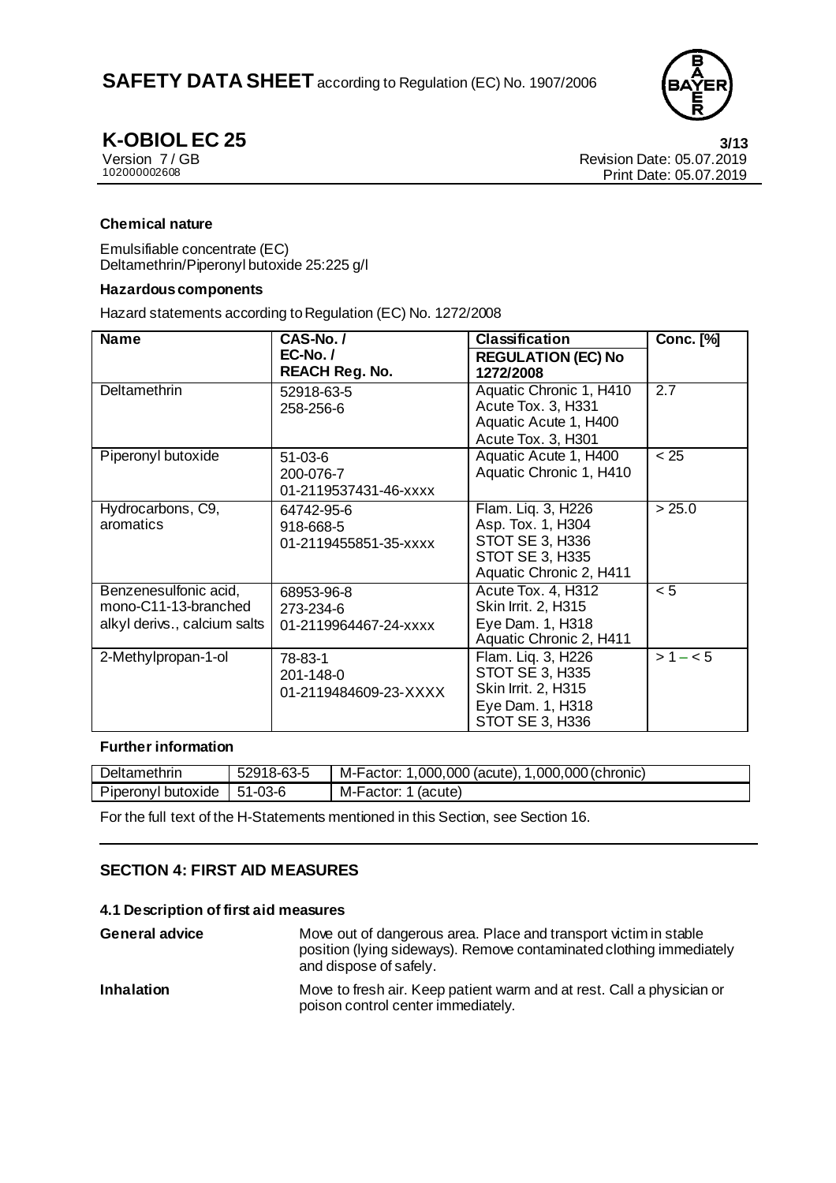#### Chemical nature

Emulsifiable concentrate (EC)
Deltamethrin/Piperonyl butoxide 25:225 g/l

#### Hazardous components

Hazard statements according to Regulation (EC) No. 1272/2008

| Name | CAS-No. / EC-No. / REACH Reg. No. | Classification REGULATION (EC) No 1272/2008 | Conc. [%] |
|---|---|---|---|
| Deltamethrin | 52918-63-5<br>258-256-6 | Aquatic Chronic 1, H410<br>Acute Tox. 3, H331<br>Aquatic Acute 1, H400<br>Acute Tox. 3, H301 | 2.7 |
| Piperonyl butoxide | 51-03-6<br>200-076-7<br>01-2119537431-46-xxxx | Aquatic Acute 1, H400<br>Aquatic Chronic 1, H410 | < 25 |
| Hydrocarbons, C9, aromatics | 64742-95-6<br>918-668-5<br>01-2119455851-35-xxxx | Flam. Liq. 3, H226<br>Asp. Tox. 1, H304<br>STOT SE 3, H336<br>STOT SE 3, H335<br>Aquatic Chronic 2, H411 | > 25.0 |
| Benzenesulfonic acid, mono-C11-13-branched alkyl derivs., calcium salts | 68953-96-8<br>273-234-6<br>01-2119964467-24-xxxx | Acute Tox. 4, H312<br>Skin Irrit. 2, H315<br>Eye Dam. 1, H318<br>Aquatic Chronic 2, H411 | < 5 |
| 2-Methylpropan-1-ol | 78-83-1<br>201-148-0<br>01-2119484609-23-XXXX | Flam. Liq. 3, H226<br>STOT SE 3, H335<br>Skin Irrit. 2, H315<br>Eye Dam. 1, H318<br>STOT SE 3, H336 | > 1 – < 5 |

#### Further information

| Deltamethrin | 52918-63-5 | M-Factor: 1,000,000 (acute), 1,000,000 (chronic) |
|---|---|---|
| Piperonyl butoxide | 51-03-6 | M-Factor: 1 (acute) |

For the full text of the H-Statements mentioned in this Section, see Section 16.

## SECTION 4: FIRST AID MEASURES

### 4.1 Description of first aid measures

**General advice** Move out of dangerous area. Place and transport victim in stable position (lying sideways). Remove contaminated clothing immediately and dispose of safely.

**Inhalation** Move to fresh air. Keep patient warm and at rest. Call a physician or poison control center immediately.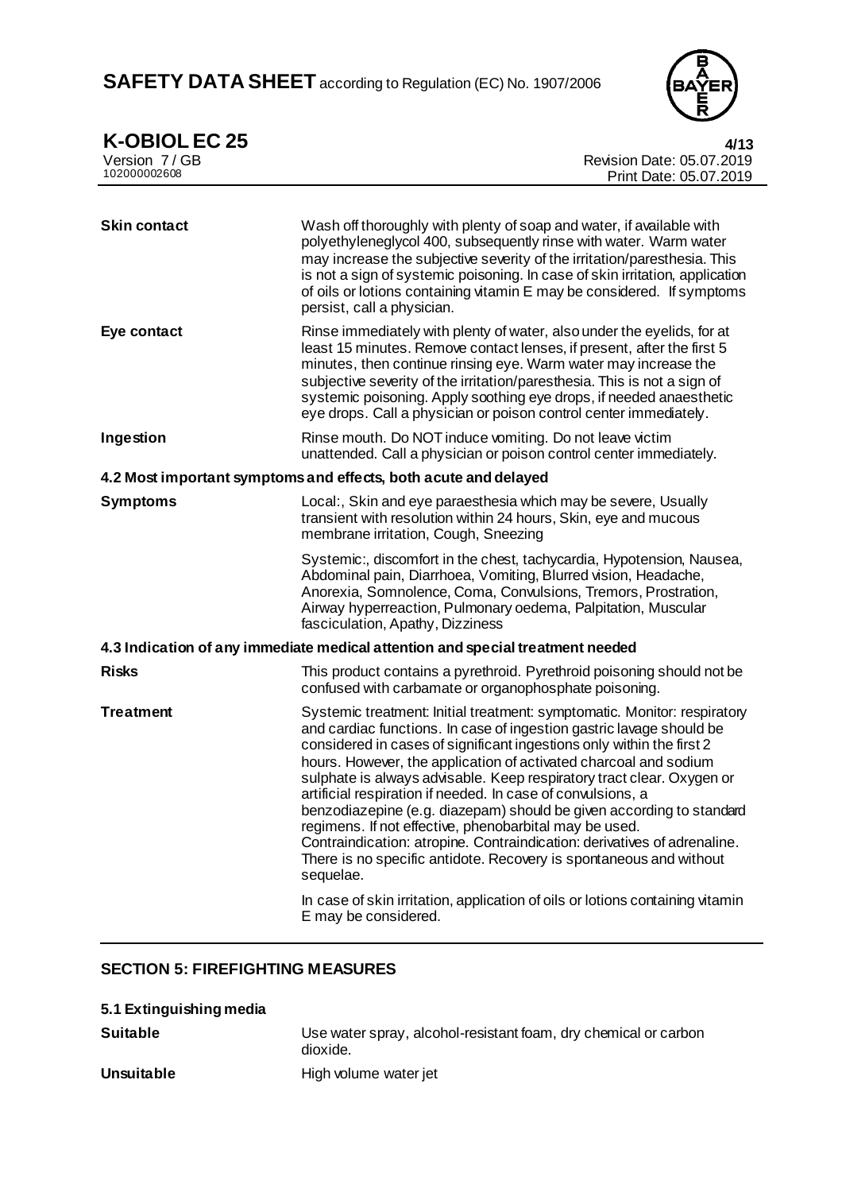| | |
|---|---|
| **Skin contact** | Wash off thoroughly with plenty of soap and water, if available with polyethyleneglycol 400, subsequently rinse with water. Warm water may increase the subjective severity of the irritation/paresthesia. This is not a sign of systemic poisoning. In case of skin irritation, application of oils or lotions containing vitamin E may be considered. If symptoms persist, call a physician. |
| **Eye contact** | Rinse immediately with plenty of water, also under the eyelids, for at least 15 minutes. Remove contact lenses, if present, after the first 5 minutes, then continue rinsing eye. Warm water may increase the subjective severity of the irritation/paresthesia. This is not a sign of systemic poisoning. Apply soothing eye drops, if needed anaesthetic eye drops. Call a physician or poison control center immediately. |
| **Ingestion** | Rinse mouth. Do NOT induce vomiting. Do not leave victim unattended. Call a physician or poison control center immediately. |

**4.2 Most important symptoms and effects, both acute and delayed**

| | |
|---|---|
| **Symptoms** | Local:, Skin and eye paraesthesia which may be severe, Usually transient with resolution within 24 hours, Skin, eye and mucous membrane irritation, Cough, Sneezing<br><br>Systemic:, discomfort in the chest, tachycardia, Hypotension, Nausea, Abdominal pain, Diarrhoea, Vomiting, Blurred vision, Headache, Anorexia, Somnolence, Coma, Convulsions, Tremors, Prostration, Airway hyperreaction, Pulmonary oedema, Palpitation, Muscular fasciculation, Apathy, Dizziness |

**4.3 Indication of any immediate medical attention and special treatment needed**

| | |
|---|---|
| **Risks** | This product contains a pyrethroid. Pyrethroid poisoning should not be confused with carbamate or organophosphate poisoning. |
| **Treatment** | Systemic treatment: Initial treatment: symptomatic. Monitor: respiratory and cardiac functions. In case of ingestion gastric lavage should be considered in cases of significant ingestions only within the first 2 hours. However, the application of activated charcoal and sodium sulphate is always advisable. Keep respiratory tract clear. Oxygen or artificial respiration if needed. In case of convulsions, a benzodiazepine (e.g. diazepam) should be given according to standard regimens. If not effective, phenobarbital may be used. Contraindication: atropine. Contraindication: derivatives of adrenaline. There is no specific antidote. Recovery is spontaneous and without sequelae.<br><br>In case of skin irritation, application of oils or lotions containing vitamin E may be considered. |

## SECTION 5: FIREFIGHTING MEASURES

**5.1 Extinguishing media**

| | |
|---|---|
| **Suitable** | Use water spray, alcohol-resistant foam, dry chemical or carbon dioxide. |
| **Unsuitable** | High volume water jet |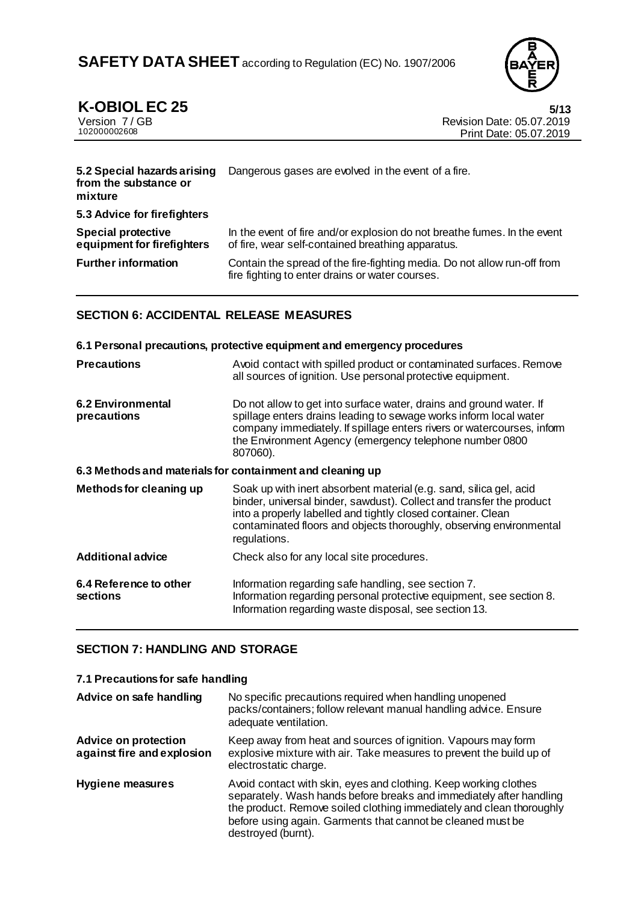| | |
|---|---|
| **5.2 Special hazards arising from the substance or mixture** | Dangerous gases are evolved in the event of a fire. |
| **5.3 Advice for firefighters** | |
| **Special protective equipment for firefighters** | In the event of fire and/or explosion do not breathe fumes. In the event of fire, wear self-contained breathing apparatus. |
| **Further information** | Contain the spread of the fire-fighting media. Do not allow run-off from fire fighting to enter drains or water courses. |

## SECTION 6: ACCIDENTAL RELEASE MEASURES

### 6.1 Personal precautions, protective equipment and emergency procedures

| | |
|---|---|
| **Precautions** | Avoid contact with spilled product or contaminated surfaces. Remove all sources of ignition. Use personal protective equipment. |
| **6.2 Environmental precautions** | Do not allow to get into surface water, drains and ground water. If spillage enters drains leading to sewage works inform local water company immediately. If spillage enters rivers or watercourses, inform the Environment Agency (emergency telephone number 0800 807060). |

### 6.3 Methods and materials for containment and cleaning up

| | |
|---|---|
| **Methods for cleaning up** | Soak up with inert absorbent material (e.g. sand, silica gel, acid binder, universal binder, sawdust). Collect and transfer the product into a properly labelled and tightly closed container. Clean contaminated floors and objects thoroughly, observing environmental regulations. |
| **Additional advice** | Check also for any local site procedures. |
| **6.4 Reference to other sections** | Information regarding safe handling, see section 7.<br>Information regarding personal protective equipment, see section 8.<br>Information regarding waste disposal, see section 13. |

## SECTION 7: HANDLING AND STORAGE

### 7.1 Precautions for safe handling

| | |
|---|---|
| **Advice on safe handling** | No specific precautions required when handling unopened packs/containers; follow relevant manual handling advice. Ensure adequate ventilation. |
| **Advice on protection against fire and explosion** | Keep away from heat and sources of ignition. Vapours may form explosive mixture with air. Take measures to prevent the build up of electrostatic charge. |
| **Hygiene measures** | Avoid contact with skin, eyes and clothing. Keep working clothes separately. Wash hands before breaks and immediately after handling the product. Remove soiled clothing immediately and clean thoroughly before using again. Garments that cannot be cleaned must be destroyed (burnt). |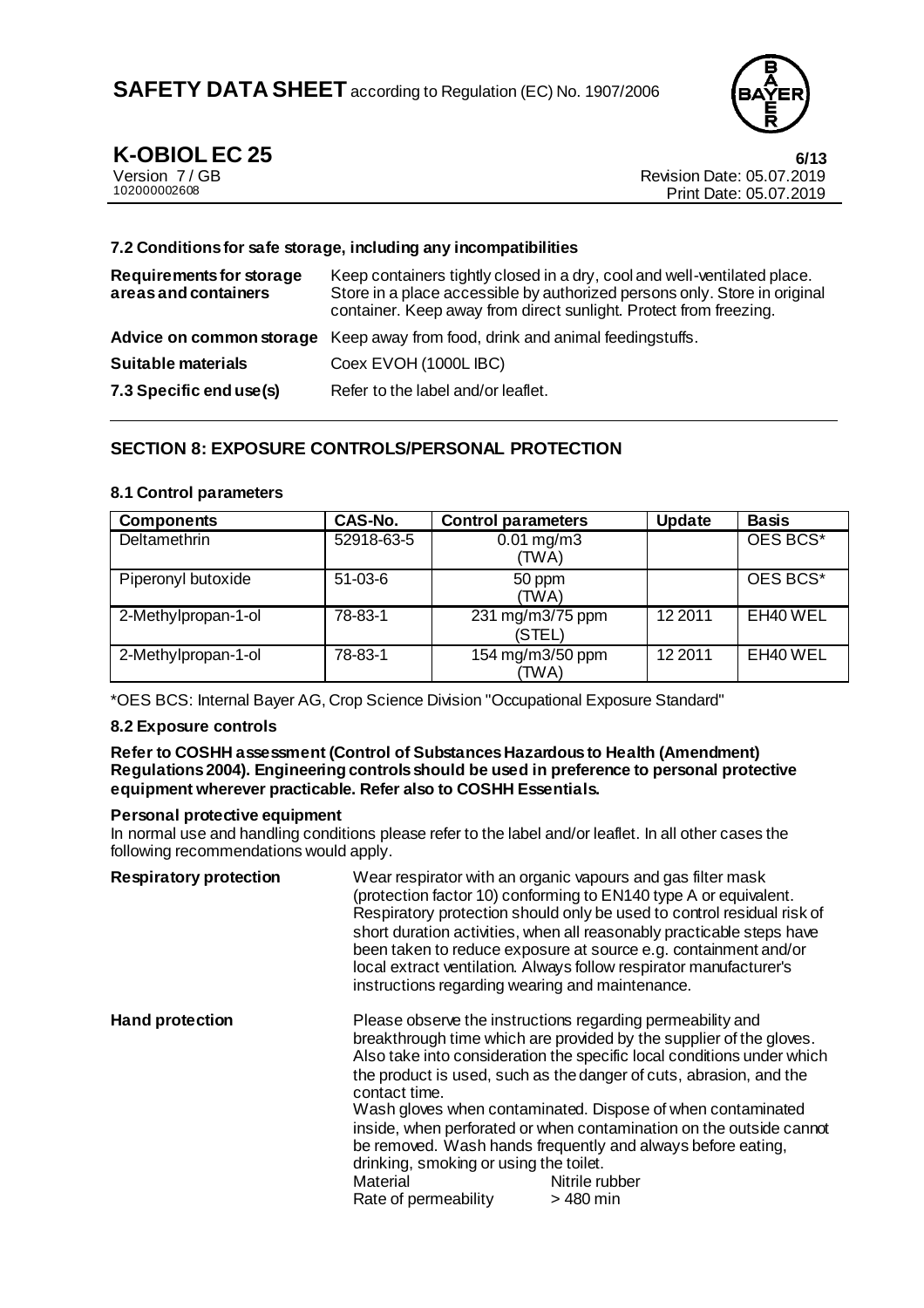### 7.2 Conditions for safe storage, including any incompatibilities

| | |
|---|---|
| **Requirements for storage areas and containers** | Keep containers tightly closed in a dry, cool and well-ventilated place. Store in a place accessible by authorized persons only. Store in original container. Keep away from direct sunlight. Protect from freezing. |
| **Advice on common storage** | Keep away from food, drink and animal feedingstuffs. |
| **Suitable materials** | Coex EVOH (1000L IBC) |
| **7.3 Specific end use(s)** | Refer to the label and/or leaflet. |

## SECTION 8: EXPOSURE CONTROLS/PERSONAL PROTECTION

### 8.1 Control parameters

| Components | CAS-No. | Control parameters | Update | Basis |
|---|---|---|---|---|
| Deltamethrin | 52918-63-5 | 0.01 mg/m3 (TWA) | | OES BCS* |
| Piperonyl butoxide | 51-03-6 | 50 ppm (TWA) | | OES BCS* |
| 2-Methylpropan-1-ol | 78-83-1 | 231 mg/m3/75 ppm (STEL) | 12 2011 | EH40 WEL |
| 2-Methylpropan-1-ol | 78-83-1 | 154 mg/m3/50 ppm (TWA) | 12 2011 | EH40 WEL |

*OES BCS: Internal Bayer AG, Crop Science Division "Occupational Exposure Standard"

### 8.2 Exposure controls

**Refer to COSHH assessment (Control of Substances Hazardous to Health (Amendment) Regulations 2004). Engineering controls should be used in preference to personal protective equipment wherever practicable. Refer also to COSHH Essentials.**

**Personal protective equipment**

In normal use and handling conditions please refer to the label and/or leaflet. In all other cases the following recommendations would apply.

**Respiratory protection**

Wear respirator with an organic vapours and gas filter mask (protection factor 10) conforming to EN140 type A or equivalent. Respiratory protection should only be used to control residual risk of short duration activities, when all reasonably practicable steps have been taken to reduce exposure at source e.g. containment and/or local extract ventilation. Always follow respirator manufacturer's instructions regarding wearing and maintenance.

**Hand protection**

Please observe the instructions regarding permeability and breakthrough time which are provided by the supplier of the gloves. Also take into consideration the specific local conditions under which the product is used, such as the danger of cuts, abrasion, and the contact time.

Wash gloves when contaminated. Dispose of when contaminated inside, when perforated or when contamination on the outside cannot be removed. Wash hands frequently and always before eating, drinking, smoking or using the toilet.

| | |
|---|---|
| Material | Nitrile rubber |
| Rate of permeability | > 480 min |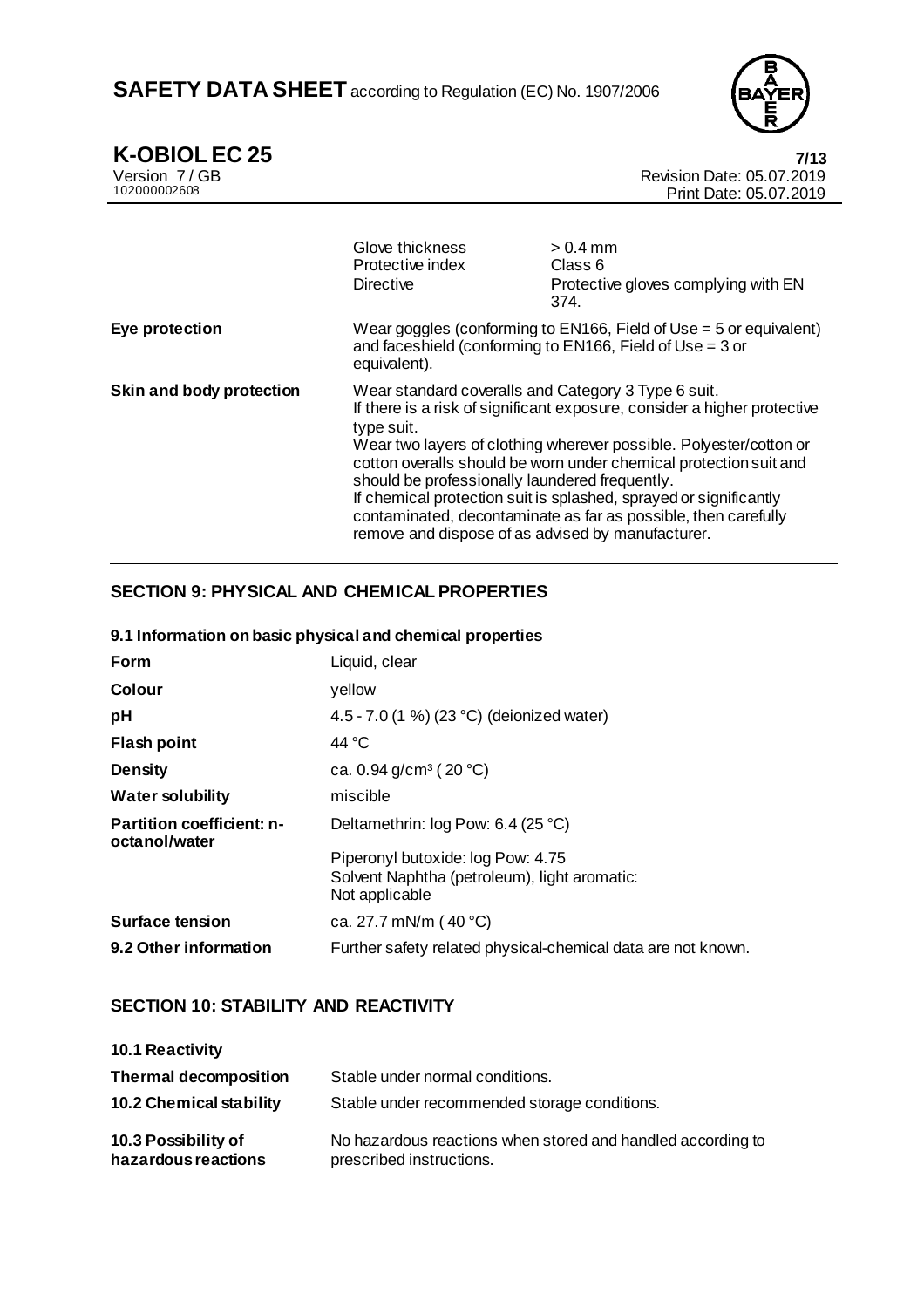| | | |
|---|---|---|
| | Glove thickness | > 0.4 mm |
| | Protective index | Class 6 |
| | Directive | Protective gloves complying with EN 374. |

| | |
|---|---|
| **Eye protection** | Wear goggles (conforming to EN166, Field of Use = 5 or equivalent) and faceshield (conforming to EN166, Field of Use = 3 or equivalent). |
| **Skin and body protection** | Wear standard coveralls and Category 3 Type 6 suit. If there is a risk of significant exposure, consider a higher protective type suit. Wear two layers of clothing wherever possible. Polyester/cotton or cotton overalls should be worn under chemical protection suit and should be professionally laundered frequently. If chemical protection suit is splashed, sprayed or significantly contaminated, decontaminate as far as possible, then carefully remove and dispose of as advised by manufacturer. |

## SECTION 9: PHYSICAL AND CHEMICAL PROPERTIES

### 9.1 Information on basic physical and chemical properties

| | |
|---|---|
| **Form** | Liquid, clear |
| **Colour** | yellow |
| **pH** | 4.5 - 7.0 (1 %) (23 °C) (deionized water) |
| **Flash point** | 44 °C |
| **Density** | ca. 0.94 g/cm³ ( 20 °C) |
| **Water solubility** | miscible |
| **Partition coefficient: n-octanol/water** | Deltamethrin: log Pow: 6.4 (25 °C) |
| | Piperonyl butoxide: log Pow: 4.75<br>Solvent Naphtha (petroleum), light aromatic: Not applicable |
| **Surface tension** | ca. 27.7 mN/m ( 40 °C) |
| **9.2 Other information** | Further safety related physical-chemical data are not known. |

## SECTION 10: STABILITY AND REACTIVITY

| | |
|---|---|
| **10.1 Reactivity** | |
| **Thermal decomposition** | Stable under normal conditions. |
| **10.2 Chemical stability** | Stable under recommended storage conditions. |
| **10.3 Possibility of hazardous reactions** | No hazardous reactions when stored and handled according to prescribed instructions. |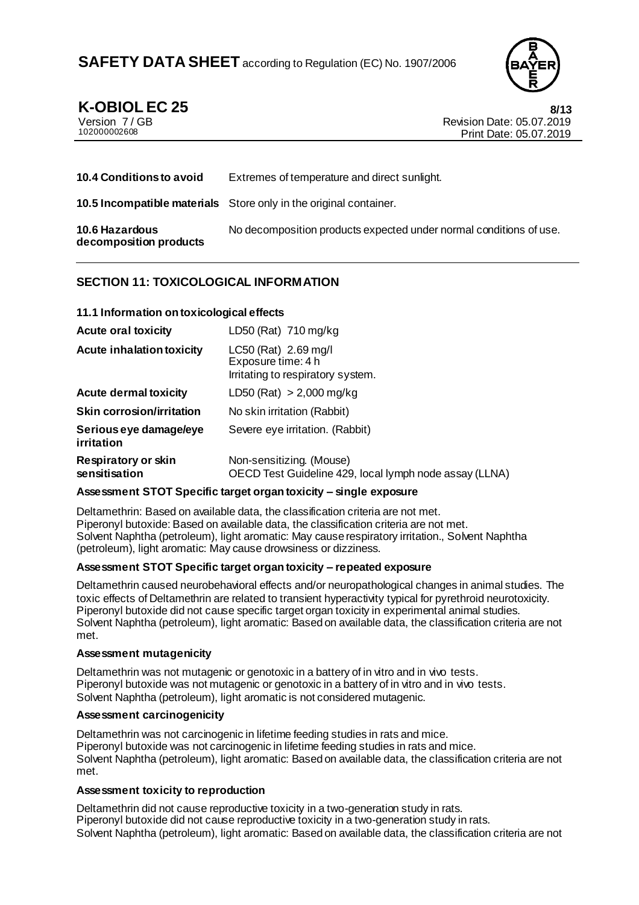| | |
|---|---|
| **10.4 Conditions to avoid** | Extremes of temperature and direct sunlight. |
| **10.5 Incompatible materials** | Store only in the original container. |
| **10.6 Hazardous decomposition products** | No decomposition products expected under normal conditions of use. |

## SECTION 11: TOXICOLOGICAL INFORMATION

### 11.1 Information on toxicological effects

| | |
|---|---|
| **Acute oral toxicity** | LD50 (Rat) 710 mg/kg |
| **Acute inhalation toxicity** | LC50 (Rat) 2.69 mg/l<br>Exposure time: 4 h<br>Irritating to respiratory system. |
| **Acute dermal toxicity** | LD50 (Rat) > 2,000 mg/kg |
| **Skin corrosion/irritation** | No skin irritation (Rabbit) |
| **Serious eye damage/eye irritation** | Severe eye irritation. (Rabbit) |
| **Respiratory or skin sensitisation** | Non-sensitizing. (Mouse)<br>OECD Test Guideline 429, local lymph node assay (LLNA) |

**Assessment STOT Specific target organ toxicity – single exposure**

Deltamethrin: Based on available data, the classification criteria are not met.
Piperonyl butoxide: Based on available data, the classification criteria are not met.
Solvent Naphtha (petroleum), light aromatic: May cause respiratory irritation., Solvent Naphtha (petroleum), light aromatic: May cause drowsiness or dizziness.

**Assessment STOT Specific target organ toxicity – repeated exposure**

Deltamethrin caused neurobehavioral effects and/or neuropathological changes in animal studies. The toxic effects of Deltamethrin are related to transient hyperactivity typical for pyrethroid neurotoxicity.
Piperonyl butoxide did not cause specific target organ toxicity in experimental animal studies.
Solvent Naphtha (petroleum), light aromatic: Based on available data, the classification criteria are not met.

**Assessment mutagenicity**

Deltamethrin was not mutagenic or genotoxic in a battery of in vitro and in vivo tests.
Piperonyl butoxide was not mutagenic or genotoxic in a battery of in vitro and in vivo tests.
Solvent Naphtha (petroleum), light aromatic is not considered mutagenic.

**Assessment carcinogenicity**

Deltamethrin was not carcinogenic in lifetime feeding studies in rats and mice.
Piperonyl butoxide was not carcinogenic in lifetime feeding studies in rats and mice.
Solvent Naphtha (petroleum), light aromatic: Based on available data, the classification criteria are not met.

**Assessment toxicity to reproduction**

Deltamethrin did not cause reproductive toxicity in a two-generation study in rats.
Piperonyl butoxide did not cause reproductive toxicity in a two-generation study in rats.
Solvent Naphtha (petroleum), light aromatic: Based on available data, the classification criteria are not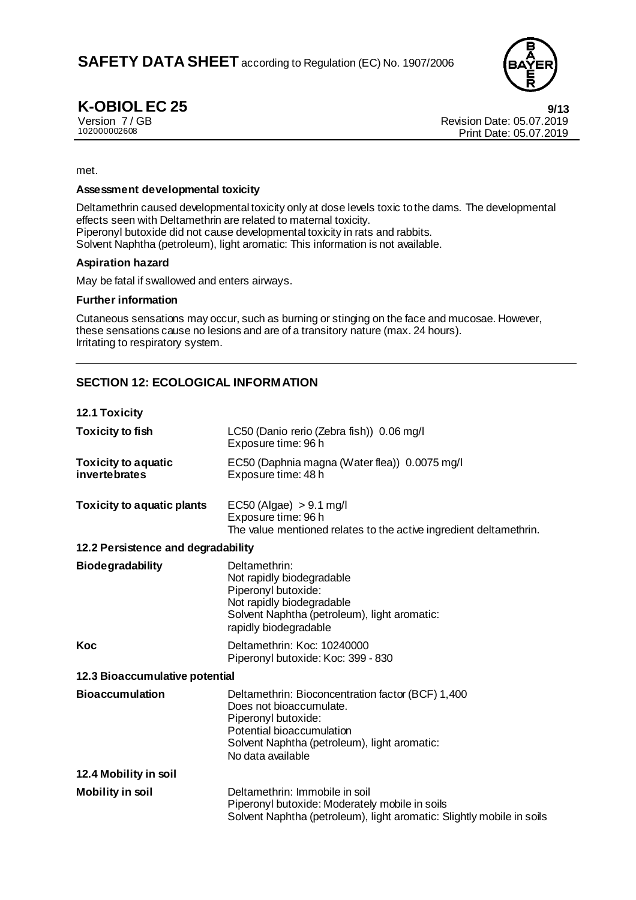met.

**Assessment developmental toxicity**

Deltamethrin caused developmental toxicity only at dose levels toxic to the dams. The developmental effects seen with Deltamethrin are related to maternal toxicity.
Piperonyl butoxide did not cause developmental toxicity in rats and rabbits.
Solvent Naphtha (petroleum), light aromatic: This information is not available.

**Aspiration hazard**

May be fatal if swallowed and enters airways.

**Further information**

Cutaneous sensations may occur, such as burning or stinging on the face and mucosae. However, these sensations cause no lesions and are of a transitory nature (max. 24 hours).
Irritating to respiratory system.

## SECTION 12: ECOLOGICAL INFORMATION

### 12.1 Toxicity

| | |
|---|---|
| **Toxicity to fish** | LC50 (Danio rerio (Zebra fish)) 0.06 mg/l<br>Exposure time: 96 h |
| **Toxicity to aquatic invertebrates** | EC50 (Daphnia magna (Water flea)) 0.0075 mg/l<br>Exposure time: 48 h |
| **Toxicity to aquatic plants** | EC50 (Algae) > 9.1 mg/l<br>Exposure time: 96 h<br>The value mentioned relates to the active ingredient deltamethrin. |

### 12.2 Persistence and degradability

| | |
|---|---|
| **Biodegradability** | Deltamethrin:<br>Not rapidly biodegradable<br>Piperonyl butoxide:<br>Not rapidly biodegradable<br>Solvent Naphtha (petroleum), light aromatic:<br>rapidly biodegradable |
| **Koc** | Deltamethrin: Koc: 10240000<br>Piperonyl butoxide: Koc: 399 - 830 |

### 12.3 Bioaccumulative potential

| | |
|---|---|
| **Bioaccumulation** | Deltamethrin: Bioconcentration factor (BCF) 1,400<br>Does not bioaccumulate.<br>Piperonyl butoxide:<br>Potential bioaccumulation<br>Solvent Naphtha (petroleum), light aromatic:<br>No data available |

### 12.4 Mobility in soil

| | |
|---|---|
| **Mobility in soil** | Deltamethrin: Immobile in soil<br>Piperonyl butoxide: Moderately mobile in soils<br>Solvent Naphtha (petroleum), light aromatic: Slightly mobile in soils |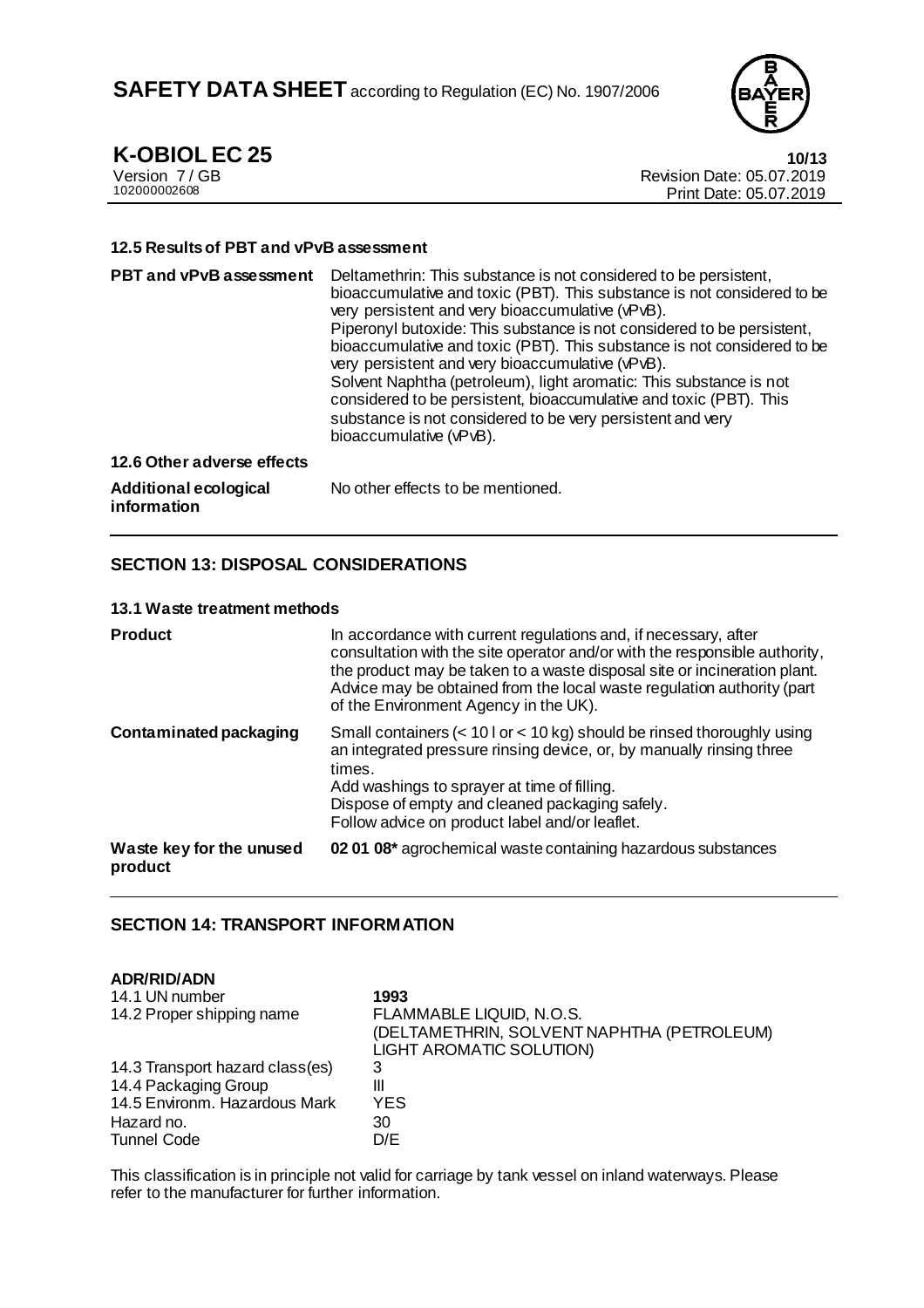### 12.5 Results of PBT and vPvB assessment

| | |
|---|---|
| **PBT and vPvB assessment** | Deltamethrin: This substance is not considered to be persistent, bioaccumulative and toxic (PBT). This substance is not considered to be very persistent and very bioaccumulative (vPvB).<br>Piperonyl butoxide: This substance is not considered to be persistent, bioaccumulative and toxic (PBT). This substance is not considered to be very persistent and very bioaccumulative (vPvB).<br>Solvent Naphtha (petroleum), light aromatic: This substance is not considered to be persistent, bioaccumulative and toxic (PBT). This substance is not considered to be very persistent and very bioaccumulative (vPvB). |

### 12.6 Other adverse effects

| | |
|---|---|
| **Additional ecological information** | No other effects to be mentioned. |

## SECTION 13: DISPOSAL CONSIDERATIONS

### 13.1 Waste treatment methods

| | |
|---|---|
| **Product** | In accordance with current regulations and, if necessary, after consultation with the site operator and/or with the responsible authority, the product may be taken to a waste disposal site or incineration plant. Advice may be obtained from the local waste regulation authority (part of the Environment Agency in the UK). |
| **Contaminated packaging** | Small containers (< 10 l or < 10 kg) should be rinsed thoroughly using an integrated pressure rinsing device, or, by manually rinsing three times.<br>Add washings to sprayer at time of filling.<br>Dispose of empty and cleaned packaging safely.<br>Follow advice on product label and/or leaflet. |
| **Waste key for the unused product** | **02 01 08*** agrochemical waste containing hazardous substances |

## SECTION 14: TRANSPORT INFORMATION

**ADR/RID/ADN**

| | |
|---|---|
| 14.1 UN number | **1993** |
| 14.2 Proper shipping name | FLAMMABLE LIQUID, N.O.S.<br>(DELTAMETHRIN, SOLVENT NAPHTHA (PETROLEUM) LIGHT AROMATIC SOLUTION) |
| 14.3 Transport hazard class(es) | 3 |
| 14.4 Packaging Group | III |
| 14.5 Environm. Hazardous Mark | YES |
| Hazard no. | 30 |
| Tunnel Code | D/E |

This classification is in principle not valid for carriage by tank vessel on inland waterways. Please refer to the manufacturer for further information.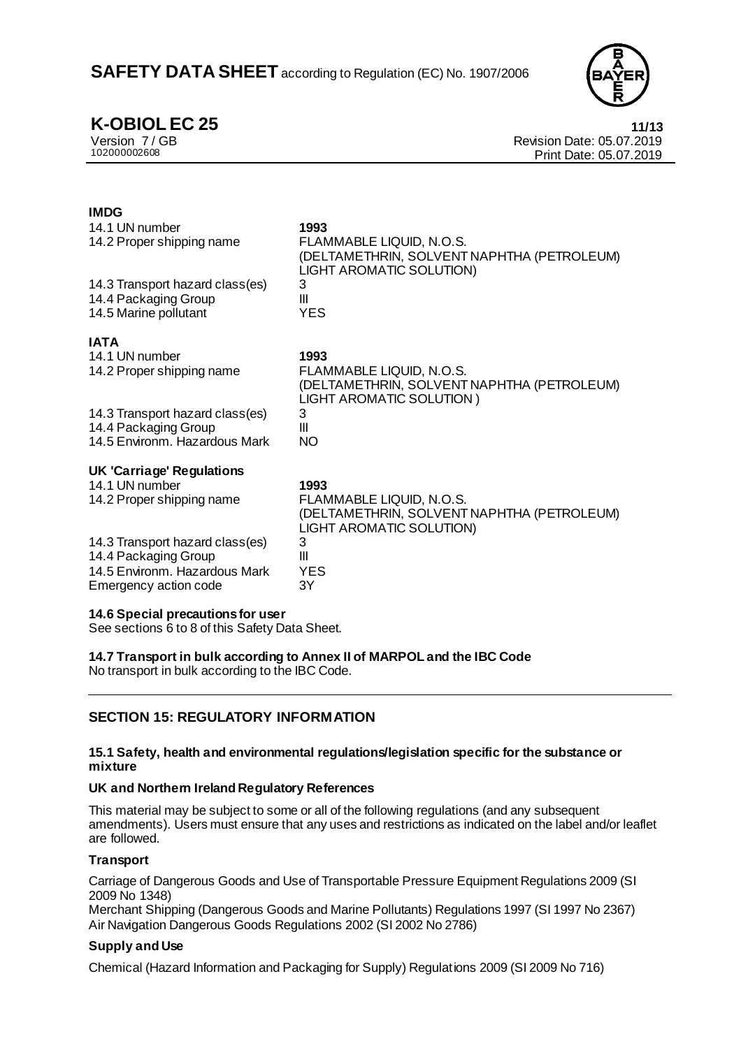**IMDG**

| | |
|---|---|
| 14.1 UN number | **1993** |
| 14.2 Proper shipping name | FLAMMABLE LIQUID, N.O.S. (DELTAMETHRIN, SOLVENT NAPHTHA (PETROLEUM) LIGHT AROMATIC SOLUTION) |
| 14.3 Transport hazard class(es) | 3 |
| 14.4 Packaging Group | III |
| 14.5 Marine pollutant | YES |

**IATA**

| | |
|---|---|
| 14.1 UN number | **1993** |
| 14.2 Proper shipping name | FLAMMABLE LIQUID, N.O.S. (DELTAMETHRIN, SOLVENT NAPHTHA (PETROLEUM) LIGHT AROMATIC SOLUTION ) |
| 14.3 Transport hazard class(es) | 3 |
| 14.4 Packaging Group | III |
| 14.5 Environm. Hazardous Mark | NO |

**UK 'Carriage' Regulations**

| | |
|---|---|
| 14.1 UN number | **1993** |
| 14.2 Proper shipping name | FLAMMABLE LIQUID, N.O.S. (DELTAMETHRIN, SOLVENT NAPHTHA (PETROLEUM) LIGHT AROMATIC SOLUTION) |
| 14.3 Transport hazard class(es) | 3 |
| 14.4 Packaging Group | III |
| 14.5 Environm. Hazardous Mark | YES |
| Emergency action code | 3Y |

**14.6 Special precautions for user**

See sections 6 to 8 of this Safety Data Sheet.

**14.7 Transport in bulk according to Annex II of MARPOL and the IBC Code**

No transport in bulk according to the IBC Code.

## SECTION 15: REGULATORY INFORMATION

**15.1 Safety, health and environmental regulations/legislation specific for the substance or mixture**

**UK and Northern Ireland Regulatory References**

This material may be subject to some or all of the following regulations (and any subsequent amendments). Users must ensure that any uses and restrictions as indicated on the label and/or leaflet are followed.

**Transport**

Carriage of Dangerous Goods and Use of Transportable Pressure Equipment Regulations 2009 (SI 2009 No 1348)
Merchant Shipping (Dangerous Goods and Marine Pollutants) Regulations 1997 (SI 1997 No 2367)
Air Navigation Dangerous Goods Regulations 2002 (SI 2002 No 2786)

**Supply and Use**

Chemical (Hazard Information and Packaging for Supply) Regulations 2009 (SI 2009 No 716)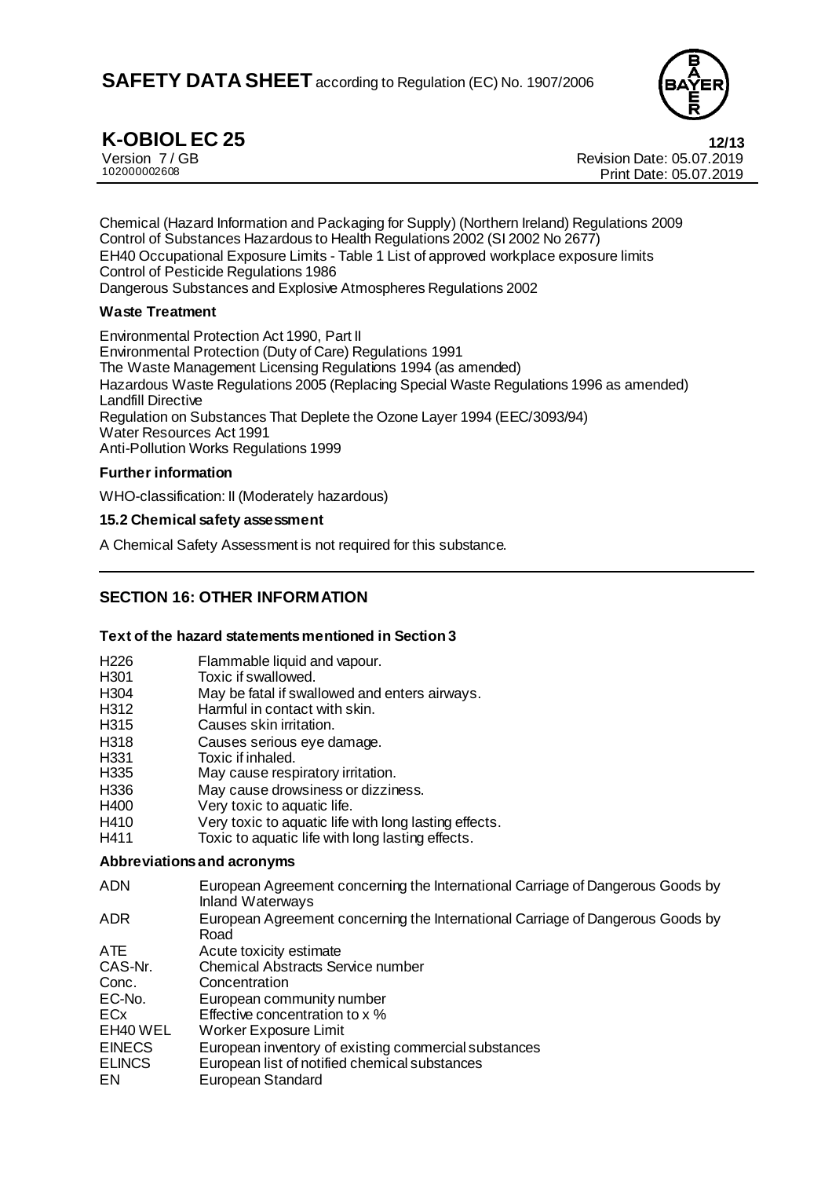Chemical (Hazard Information and Packaging for Supply) (Northern Ireland) Regulations 2009
Control of Substances Hazardous to Health Regulations 2002 (SI 2002 No 2677)
EH40 Occupational Exposure Limits - Table 1 List of approved workplace exposure limits
Control of Pesticide Regulations 1986
Dangerous Substances and Explosive Atmospheres Regulations 2002

**Waste Treatment**

Environmental Protection Act 1990, Part II
Environmental Protection (Duty of Care) Regulations 1991
The Waste Management Licensing Regulations 1994 (as amended)
Hazardous Waste Regulations 2005 (Replacing Special Waste Regulations 1996 as amended)
Landfill Directive
Regulation on Substances That Deplete the Ozone Layer 1994 (EEC/3093/94)
Water Resources Act 1991
Anti-Pollution Works Regulations 1999

**Further information**

WHO-classification: II (Moderately hazardous)

**15.2 Chemical safety assessment**

A Chemical Safety Assessment is not required for this substance.

## SECTION 16: OTHER INFORMATION

**Text of the hazard statements mentioned in Section 3**

| | |
|---|---|
| H226 | Flammable liquid and vapour. |
| H301 | Toxic if swallowed. |
| H304 | May be fatal if swallowed and enters airways. |
| H312 | Harmful in contact with skin. |
| H315 | Causes skin irritation. |
| H318 | Causes serious eye damage. |
| H331 | Toxic if inhaled. |
| H335 | May cause respiratory irritation. |
| H336 | May cause drowsiness or dizziness. |
| H400 | Very toxic to aquatic life. |
| H410 | Very toxic to aquatic life with long lasting effects. |
| H411 | Toxic to aquatic life with long lasting effects. |

**Abbreviations and acronyms**

| | |
|---|---|
| ADN | European Agreement concerning the International Carriage of Dangerous Goods by Inland Waterways |
| ADR | European Agreement concerning the International Carriage of Dangerous Goods by Road |
| ATE | Acute toxicity estimate |
| CAS-Nr. | Chemical Abstracts Service number |
| Conc. | Concentration |
| EC-No. | European community number |
| ECx | Effective concentration to x % |
| EH40 WEL | Worker Exposure Limit |
| EINECS | European inventory of existing commercial substances |
| ELINCS | European list of notified chemical substances |
| EN | European Standard |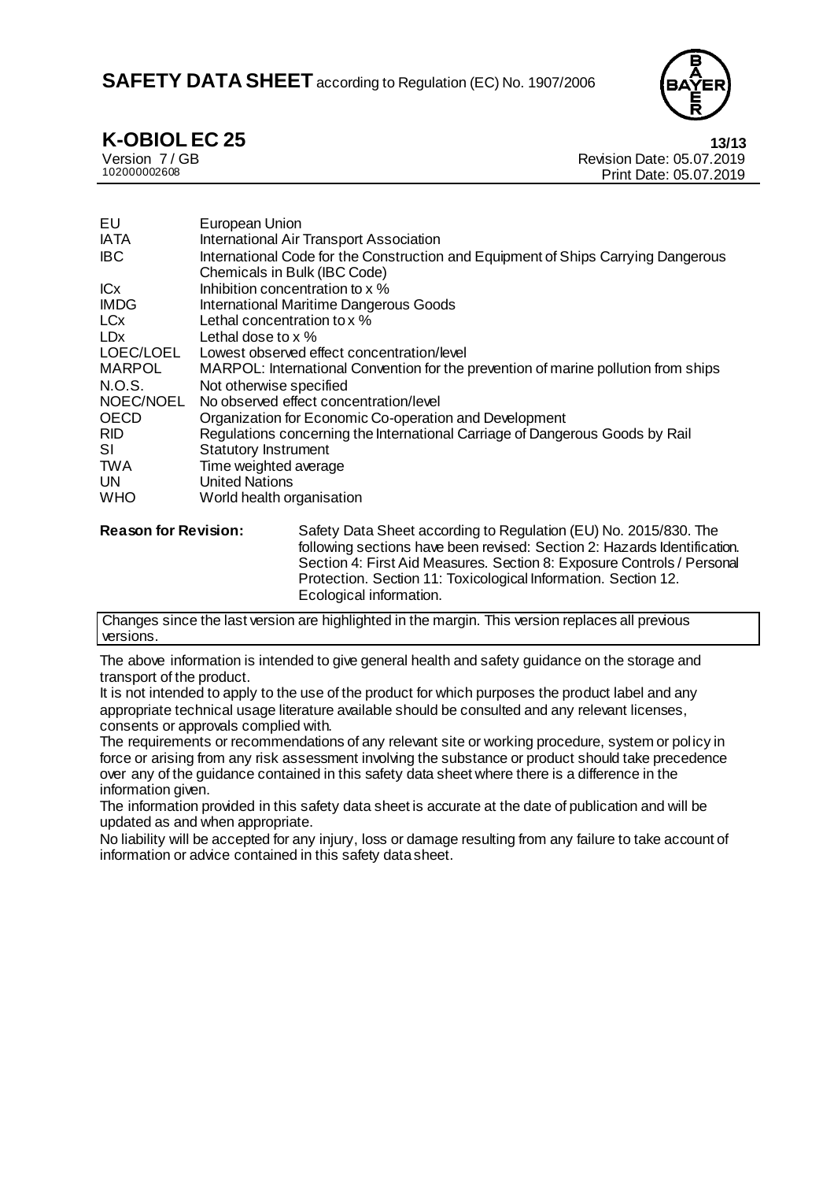| | |
|---|---|
| EU | European Union |
| IATA | International Air Transport Association |
| IBC | International Code for the Construction and Equipment of Ships Carrying Dangerous Chemicals in Bulk (IBC Code) |
| ICx | Inhibition concentration to x % |
| IMDG | International Maritime Dangerous Goods |
| LCx | Lethal concentration to x % |
| LDx | Lethal dose to x % |
| LOEC/LOEL | Lowest observed effect concentration/level |
| MARPOL | MARPOL: International Convention for the prevention of marine pollution from ships |
| N.O.S. | Not otherwise specified |
| NOEC/NOEL | No observed effect concentration/level |
| OECD | Organization for Economic Co-operation and Development |
| RID | Regulations concerning the International Carriage of Dangerous Goods by Rail |
| SI | Statutory Instrument |
| TWA | Time weighted average |
| UN | United Nations |
| WHO | World health organisation |

**Reason for Revision:** Safety Data Sheet according to Regulation (EU) No. 2015/830. The following sections have been revised: Section 2: Hazards Identification. Section 4: First Aid Measures. Section 8: Exposure Controls / Personal Protection. Section 11: Toxicological Information. Section 12. Ecological information.

Changes since the last version are highlighted in the margin. This version replaces all previous versions.

The above information is intended to give general health and safety guidance on the storage and transport of the product.

It is not intended to apply to the use of the product for which purposes the product label and any appropriate technical usage literature available should be consulted and any relevant licenses, consents or approvals complied with.

The requirements or recommendations of any relevant site or working procedure, system or policy in force or arising from any risk assessment involving the substance or product should take precedence over any of the guidance contained in this safety data sheet where there is a difference in the information given.

The information provided in this safety data sheet is accurate at the date of publication and will be updated as and when appropriate.

No liability will be accepted for any injury, loss or damage resulting from any failure to take account of information or advice contained in this safety data sheet.